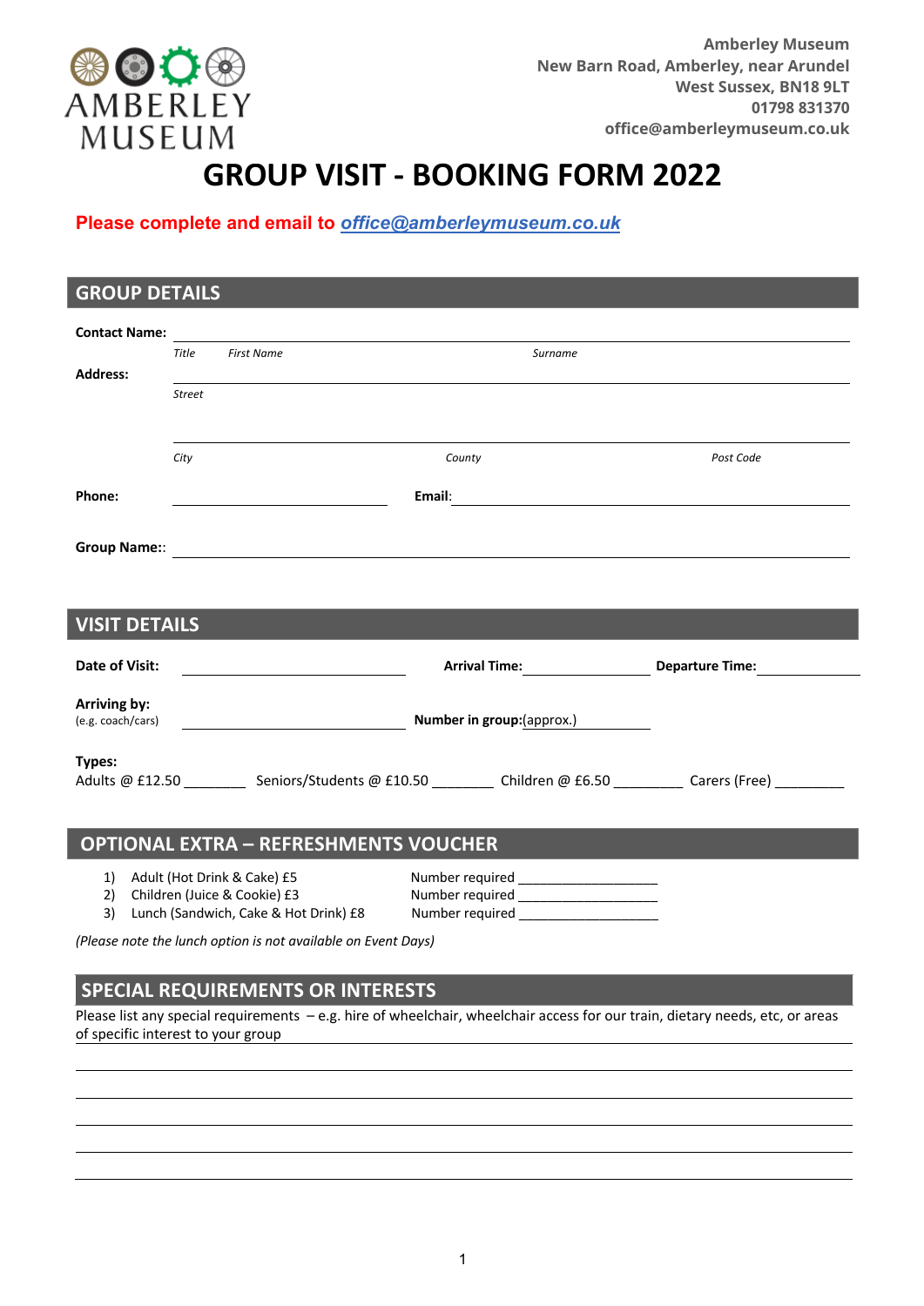AMBERLEY MUSEUM

Amberley Museum
New Barn Road, Amberley, near Arundel
West Sussex, BN18 9LT
01798 831370
office@amberleymuseum.co.uk

# GROUP VISIT - BOOKING FORM 2022

**Please complete and email to *office@amberleymuseum.co.uk***

## GROUP DETAILS

**Contact Name:** ______________________________________________

*Title* *First Name* *Surname*

**Address:** ______________________________________________

*Street*

______________________________________________

*City* *County* *Post Code*

**Phone:** ____________________ **Email:** ____________________

**Group Name::** ______________________________________________

## VISIT DETAILS

**Date of Visit:** ____________________ **Arrival Time:** ____________ **Departure Time:** ____________

**Arriving by:**
(e.g. coach/cars) ____________________ **Number in group:**(approx.) ____________

**Types:**
Adults @ £12.50 ________ Seniors/Students @ £10.50 ________ Children @ £6.50 _________ Carers (Free) _________

## OPTIONAL EXTRA – REFRESHMENTS VOUCHER

1) Adult (Hot Drink & Cake) £5 Number required __________________
2) Children (Juice & Cookie) £3 Number required __________________
3) Lunch (Sandwich, Cake & Hot Drink) £8 Number required __________________

*(Please note the lunch option is not available on Event Days)*

## SPECIAL REQUIREMENTS OR INTERESTS

Please list any special requirements – e.g. hire of wheelchair, wheelchair access for our train, dietary needs, etc, or areas of specific interest to your group

______________________________________________

______________________________________________

______________________________________________

______________________________________________

______________________________________________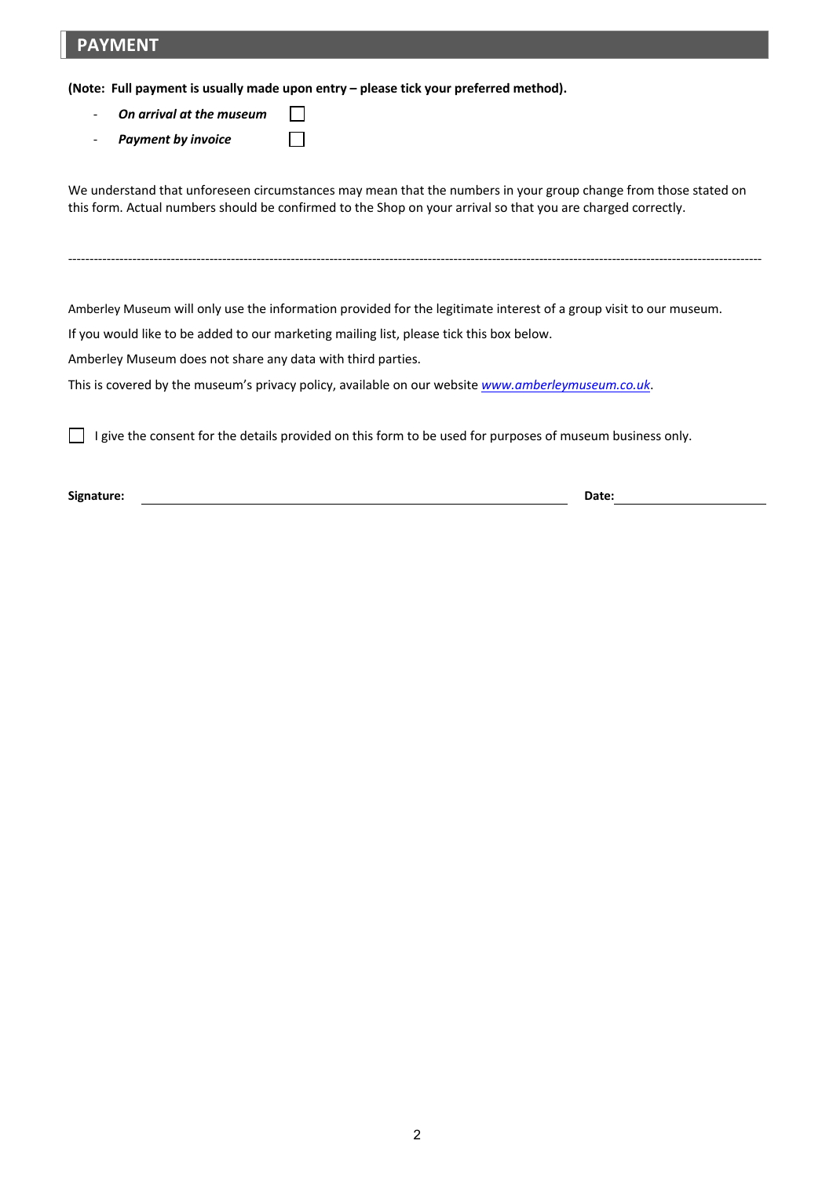## PAYMENT

**(Note: Full payment is usually made upon entry – please tick your preferred method).**

- ***On arrival at the museum*** ☐
- ***Payment by invoice*** ☐

We understand that unforeseen circumstances may mean that the numbers in your group change from those stated on this form. Actual numbers should be confirmed to the Shop on your arrival so that you are charged correctly.

---

Amberley Museum will only use the information provided for the legitimate interest of a group visit to our museum.

If you would like to be added to our marketing mailing list, please tick this box below.

Amberley Museum does not share any data with third parties.

This is covered by the museum's privacy policy, available on our website *www.amberleymuseum.co.uk*.

☐ I give the consent for the details provided on this form to be used for purposes of museum business only.

**Signature:** ______________________________ **Date:** ______________